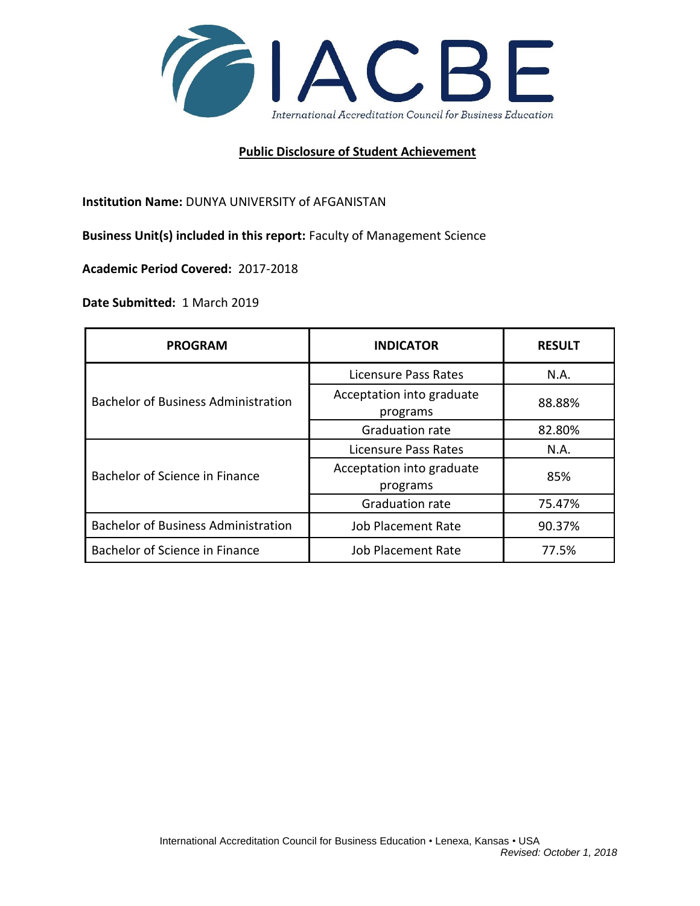IACBE

International Accreditation Council for Business Education

## Public Disclosure of Student Achievement

**Institution Name:** DUNYA UNIVERSITY of AFGANISTAN

**Business Unit(s) included in this report:** Faculty of Management Science

**Academic Period Covered:** 2017-2018

**Date Submitted:** 1 March 2019

| PROGRAM | INDICATOR | RESULT |
|---|---|---|
| Bachelor of Business Administration | Licensure Pass Rates | N.A. |
| | Acceptation into graduate programs | 88.88% |
| | Graduation rate | 82.80% |
| Bachelor of Science in Finance | Licensure Pass Rates | N.A. |
| | Acceptation into graduate programs | 85% |
| | Graduation rate | 75.47% |
| Bachelor of Business Administration | Job Placement Rate | 90.37% |
| Bachelor of Science in Finance | Job Placement Rate | 77.5% |

International Accreditation Council for Business Education • Lenexa, Kansas • USA

*Revised: October 1, 2018*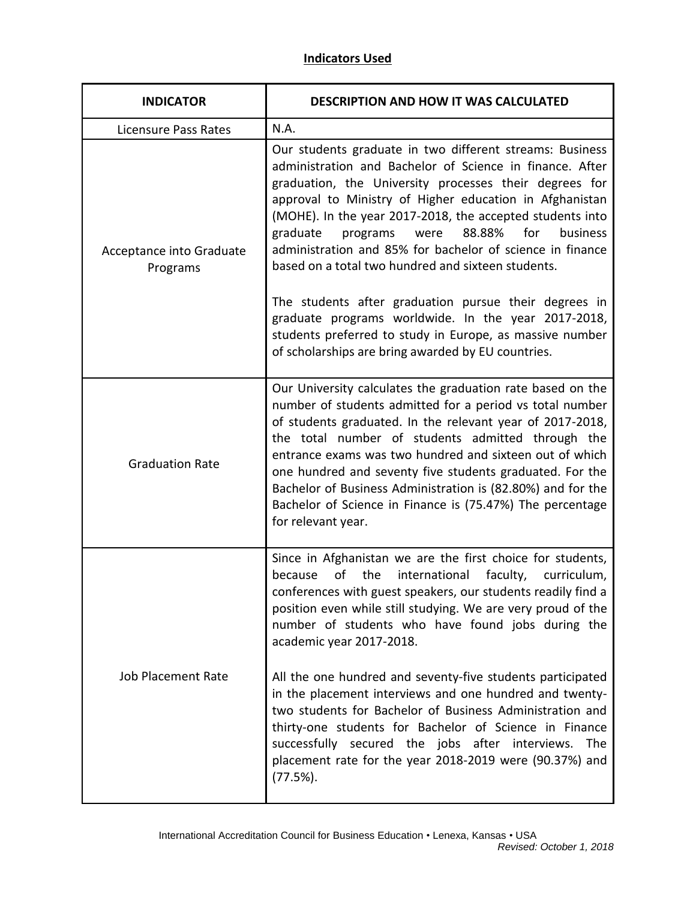**Indicators Used**

| INDICATOR | DESCRIPTION AND HOW IT WAS CALCULATED |
|---|---|
| Licensure Pass Rates | N.A. |
| Acceptance into Graduate Programs | Our students graduate in two different streams: Business administration and Bachelor of Science in finance. After graduation, the University processes their degrees for approval to Ministry of Higher education in Afghanistan (MOHE). In the year 2017-2018, the accepted students into graduate programs were 88.88% for business administration and 85% for bachelor of science in finance based on a total two hundred and sixteen students.<br><br>The students after graduation pursue their degrees in graduate programs worldwide. In the year 2017-2018, students preferred to study in Europe, as massive number of scholarships are bring awarded by EU countries. |
| Graduation Rate | Our University calculates the graduation rate based on the number of students admitted for a period vs total number of students graduated. In the relevant year of 2017-2018, the total number of students admitted through the entrance exams was two hundred and sixteen out of which one hundred and seventy five students graduated. For the Bachelor of Business Administration is (82.80%) and for the Bachelor of Science in Finance is (75.47%) The percentage for relevant year. |
| Job Placement Rate | Since in Afghanistan we are the first choice for students, because of the international faculty, curriculum, conferences with guest speakers, our students readily find a position even while still studying. We are very proud of the number of students who have found jobs during the academic year 2017-2018.<br><br>All the one hundred and seventy-five students participated in the placement interviews and one hundred and twenty-two students for Bachelor of Business Administration and thirty-one students for Bachelor of Science in Finance successfully secured the jobs after interviews. The placement rate for the year 2018-2019 were (90.37%) and (77.5%). |